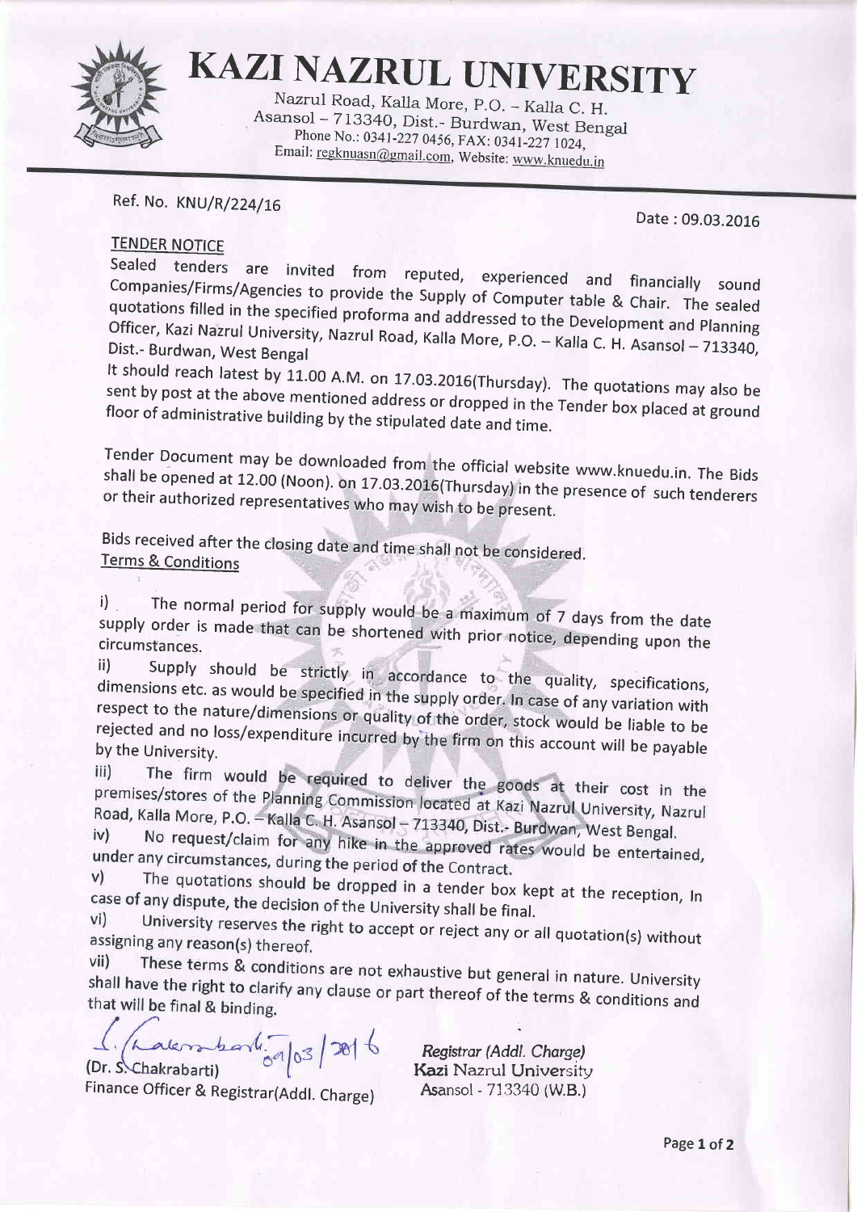# KAZI NAZRUL UNIVERSITY

Nazrul Road, Kalla More, P.O. – Kalla C. H.
Asansol – 713340, Dist.- Burdwan, West Bengal
Phone No.: 0341-227 0456, FAX: 0341-227 1024,
Email: regknuasn@gmail.com, Website: www.knuedu.in

Ref. No. KNU/R/224/16

Date : 09.03.2016

## TENDER NOTICE

Sealed tenders are invited from reputed, experienced and financially sound Companies/Firms/Agencies to provide the Supply of Computer table & Chair. The sealed quotations filled in the specified proforma and addressed to the Development and Planning Officer, Kazi Nazrul University, Nazrul Road, Kalla More, P.O. – Kalla C. H. Asansol – 713340, Dist.- Burdwan, West Bengal

It should reach latest by 11.00 A.M. on 17.03.2016(Thursday). The quotations may also be sent by post at the above mentioned address or dropped in the Tender box placed at ground floor of administrative building by the stipulated date and time.

Tender Document may be downloaded from the official website www.knuedu.in. The Bids shall be opened at 12.00 (Noon). on 17.03.2016(Thursday) in the presence of such tenderers or their authorized representatives who may wish to be present.

Bids received after the closing date and time shall not be considered.

## Terms & Conditions

i) The normal period for supply would be a maximum of 7 days from the date supply order is made that can be shortened with prior notice, depending upon the circumstances.

ii) Supply should be strictly in accordance to the quality, specifications, dimensions etc. as would be specified in the supply order. In case of any variation with respect to the nature/dimensions or quality of the order, stock would be liable to be rejected and no loss/expenditure incurred by the firm on this account will be payable by the University.

iii) The firm would be required to deliver the goods at their cost in the premises/stores of the Planning Commission located at Kazi Nazrul University, Nazrul Road, Kalla More, P.O. – Kalla C. H. Asansol – 713340, Dist.- Burdwan, West Bengal.

iv) No request/claim for any hike in the approved rates would be entertained, under any circumstances, during the period of the Contract.

v) The quotations should be dropped in a tender box kept at the reception, In case of any dispute, the decision of the University shall be final.

vi) University reserves the right to accept or reject any or all quotation(s) without assigning any reason(s) thereof.

vii) These terms & conditions are not exhaustive but general in nature. University shall have the right to clarify any clause or part thereof of the terms & conditions and that will be final & binding.

09/03/2016

(Dr. S. Chakrabarti)
Finance Officer & Registrar(Addl. Charge)

*Registrar (Addl. Charge)*
Kazi Nazrul University
Asansol - 713340 (W.B.)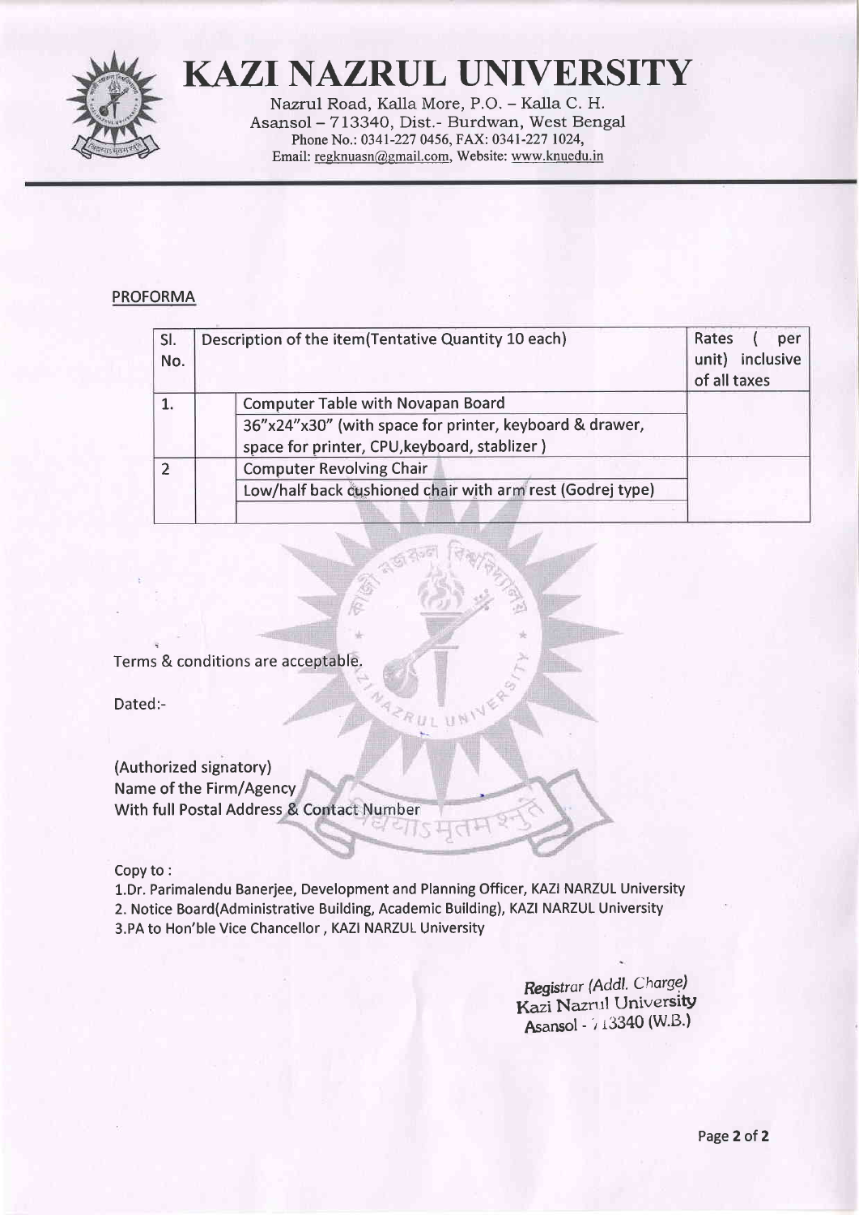# KAZI NAZRUL UNIVERSITY

Nazrul Road, Kalla More, P.O. – Kalla C. H.
Asansol – 713340, Dist.- Burdwan, West Bengal
Phone No.: 0341-227 0456, FAX: 0341-227 1024,
Email: regknuasn@gmail.com, Website: www.knuedu.in

PROFORMA

| Sl. No. | Description of the item(Tentative Quantity 10 each) | Rates ( per unit) inclusive of all taxes |
|---|---|---|
| 1. | Computer Table with Novapan Board<br>36"x24"x30" (with space for printer, keyboard & drawer, space for printer, CPU,keyboard, stablizer ) | |
| 2 | Computer Revolving Chair<br>Low/half back cushioned chair with arm rest (Godrej type) | |

Terms & conditions are acceptable.

Dated:-

(Authorized signatory)
Name of the Firm/Agency
With full Postal Address & Contact Number

Copy to :

1.Dr. Parimalendu Banerjee, Development and Planning Officer, KAZI NARZUL University
2. Notice Board(Administrative Building, Academic Building), KAZI NARZUL University
3.PA to Hon'ble Vice Chancellor , KAZI NARZUL University

*Registrar (Addl. Charge)*
Kazi Nazrul University
Asansol - 713340 (W.B.)